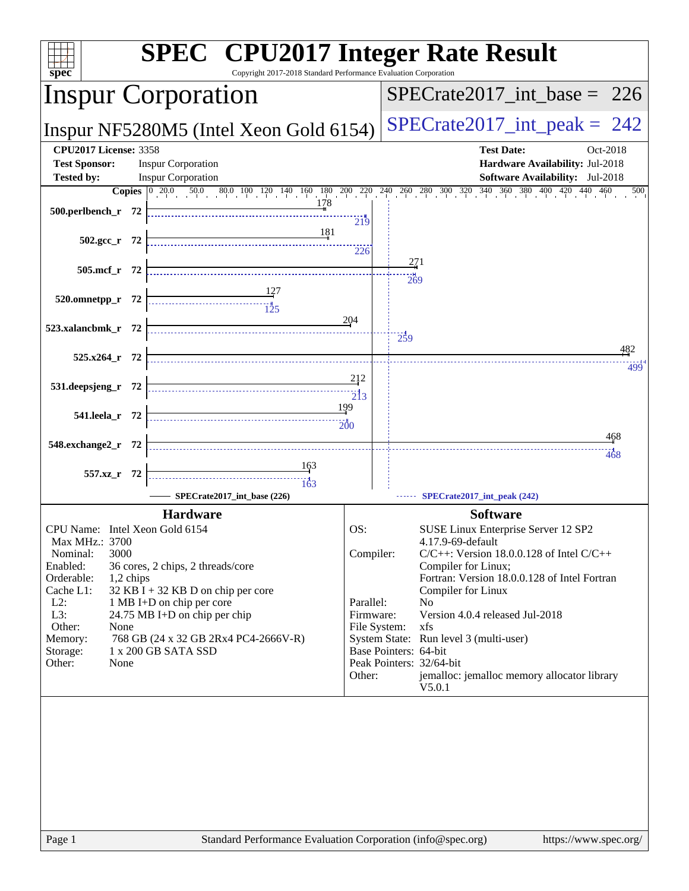# SPEC CPU2017 Integer Rate Result

Copyright 2017-2018 Standard Performance Evaluation Corporation

## Inspur Corporation

## Inspur NF5280M5 (Intel Xeon Gold 6154)

**SPECrate2017_int_base = 226**

**SPECrate2017_int_peak = 242**

| | | | |
|---|---|---|---|
| **CPU2017 License:** | 3358 | **Test Date:** | Oct-2018 |
| **Test Sponsor:** | Inspur Corporation | **Hardware Availability:** | Jul-2018 |
| **Tested by:** | Inspur Corporation | **Software Availability:** | Jul-2018 |

| Benchmark | Copies | Base | Peak |
|---|---|---|---|
| 500.perlbench_r | 72 | 178 | 219 |
| 502.gcc_r | 72 | 181 | 226 |
| 505.mcf_r | 72 | 271 | 269 |
| 520.omnetpp_r | 72 | 127 | 125 |
| 523.xalancbmk_r | 72 | 204 | 259 |
| 525.x264_r | 72 | 482 | 499 |
| 531.deepsjeng_r | 72 | 212 | 213 |
| 541.leela_r | 72 | 199 | 200 |
| 548.exchange2_r | 72 | 468 | 468 |
| 557.xz_r | 72 | 163 | 163 |

SPECrate2017_int_base (226) — SPECrate2017_int_peak (242)

### Hardware

| | |
|---|---|
| CPU Name: | Intel Xeon Gold 6154 |
| Max MHz.: | 3700 |
| Nominal: | 3000 |
| Enabled: | 36 cores, 2 chips, 2 threads/core |
| Orderable: | 1,2 chips |
| Cache L1: | 32 KB I + 32 KB D on chip per core |
| L2: | 1 MB I+D on chip per core |
| L3: | 24.75 MB I+D on chip per chip |
| Other: | None |
| Memory: | 768 GB (24 x 32 GB 2Rx4 PC4-2666V-R) |
| Storage: | 1 x 200 GB SATA SSD |
| Other: | None |

### Software

| | |
|---|---|
| OS: | SUSE Linux Enterprise Server 12 SP2 4.17.9-69-default |
| Compiler: | C/C++: Version 18.0.0.128 of Intel C/C++ Compiler for Linux; Fortran: Version 18.0.0.128 of Intel Fortran Compiler for Linux |
| Parallel: | No |
| Firmware: | Version 4.0.4 released Jul-2018 |
| File System: | xfs |
| System State: | Run level 3 (multi-user) |
| Base Pointers: | 64-bit |
| Peak Pointers: | 32/64-bit |
| Other: | jemalloc: jemalloc memory allocator library V5.0.1 |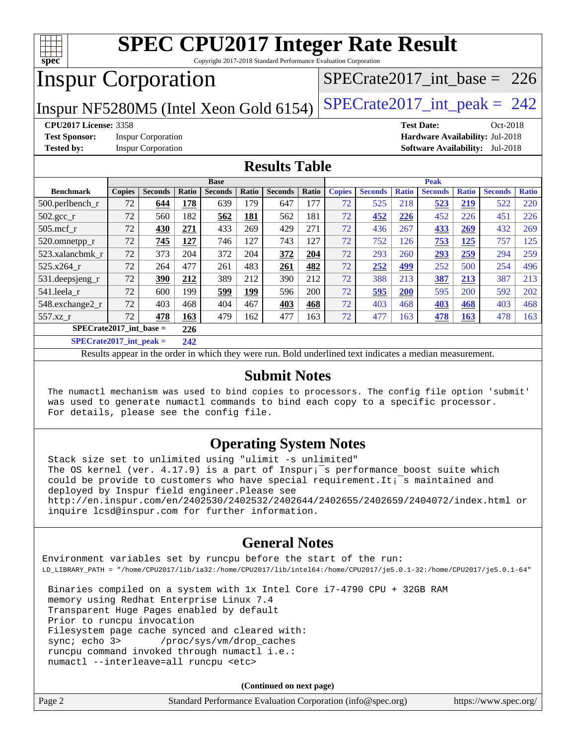# SPEC CPU2017 Integer Rate Result

Copyright 2017-2018 Standard Performance Evaluation Corporation

# Inspur Corporation

Inspur NF5280M5 (Intel Xeon Gold 6154)

SPECrate2017_int_base = 226

SPECrate2017_int_peak = 242

**CPU2017 License:** 3358
**Test Sponsor:** Inspur Corporation
**Tested by:** Inspur Corporation

**Test Date:** Oct-2018
**Hardware Availability:** Jul-2018
**Software Availability:** Jul-2018

## Results Table

| | Base | | | | | | | Peak | | | | | | |
|---|---|---|---|---|---|---|---|---|---|---|---|---|---|---|
| **Benchmark** | **Copies** | **Seconds** | **Ratio** | **Seconds** | **Ratio** | **Seconds** | **Ratio** | **Copies** | **Seconds** | **Ratio** | **Seconds** | **Ratio** | **Seconds** | **Ratio** |
| 500.perlbench_r | 72 | **644** | **178** | 639 | 179 | 647 | 177 | 72 | 525 | 218 | **523** | **219** | 522 | 220 |
| 502.gcc_r | 72 | 560 | 182 | **562** | **181** | 562 | 181 | 72 | **452** | **226** | 452 | 226 | 451 | 226 |
| 505.mcf_r | 72 | **430** | **271** | 433 | 269 | 429 | 271 | 72 | 436 | 267 | **433** | **269** | 432 | 269 |
| 520.omnetpp_r | 72 | **745** | **127** | 746 | 127 | 743 | 127 | 72 | 752 | 126 | **753** | **125** | 757 | 125 |
| 523.xalancbmk_r | 72 | 373 | 204 | 372 | 204 | **372** | **204** | 72 | 293 | 260 | **293** | **259** | 294 | 259 |
| 525.x264_r | 72 | 264 | 477 | 261 | 483 | **261** | **482** | 72 | **252** | **499** | 252 | 500 | 254 | 496 |
| 531.deepsjeng_r | 72 | **390** | **212** | 389 | 212 | 390 | 212 | 72 | 388 | 213 | **387** | **213** | 387 | 213 |
| 541.leela_r | 72 | 600 | 199 | **599** | **199** | 596 | 200 | 72 | **595** | **200** | 595 | 200 | 592 | 202 |
| 548.exchange2_r | 72 | 403 | 468 | 404 | 467 | **403** | **468** | 72 | 403 | 468 | **403** | **468** | 403 | 468 |
| 557.xz_r | 72 | **478** | **163** | 479 | 162 | 477 | 163 | 72 | 477 | 163 | **478** | **163** | 478 | 163 |

**SPECrate2017_int_base = 226**

**SPECrate2017_int_peak = 242**

Results appear in the order in which they were run. Bold underlined text indicates a median measurement.

## Submit Notes

The numactl mechanism was used to bind copies to processors. The config file option 'submit' was used to generate numactl commands to bind each copy to a specific processor. For details, please see the config file.

## Operating System Notes

Stack size set to unlimited using "ulimit -s unlimited"
The OS kernel (ver. 4.17.9) is a part of Inspur¡¯s performance_boost suite which could be provide to customers who have special requirement.It¡¯s maintained and deployed by Inspur field engineer.Please see http://en.inspur.com/en/2402530/2402532/2402644/2402655/2402659/2404072/index.html or inquire lcsd@inspur.com for further information.

## General Notes

Environment variables set by runcpu before the start of the run:
LD_LIBRARY_PATH = "/home/CPU2017/lib/ia32:/home/CPU2017/lib/intel64:/home/CPU2017/je5.0.1-32:/home/CPU2017/je5.0.1-64"

Binaries compiled on a system with 1x Intel Core i7-4790 CPU + 32GB RAM memory using Redhat Enterprise Linux 7.4
Transparent Huge Pages enabled by default
Prior to runcpu invocation
Filesystem page cache synced and cleared with:
sync; echo 3> /proc/sys/vm/drop_caches
runcpu command invoked through numactl i.e.:
numactl --interleave=all runcpu <etc>

**(Continued on next page)**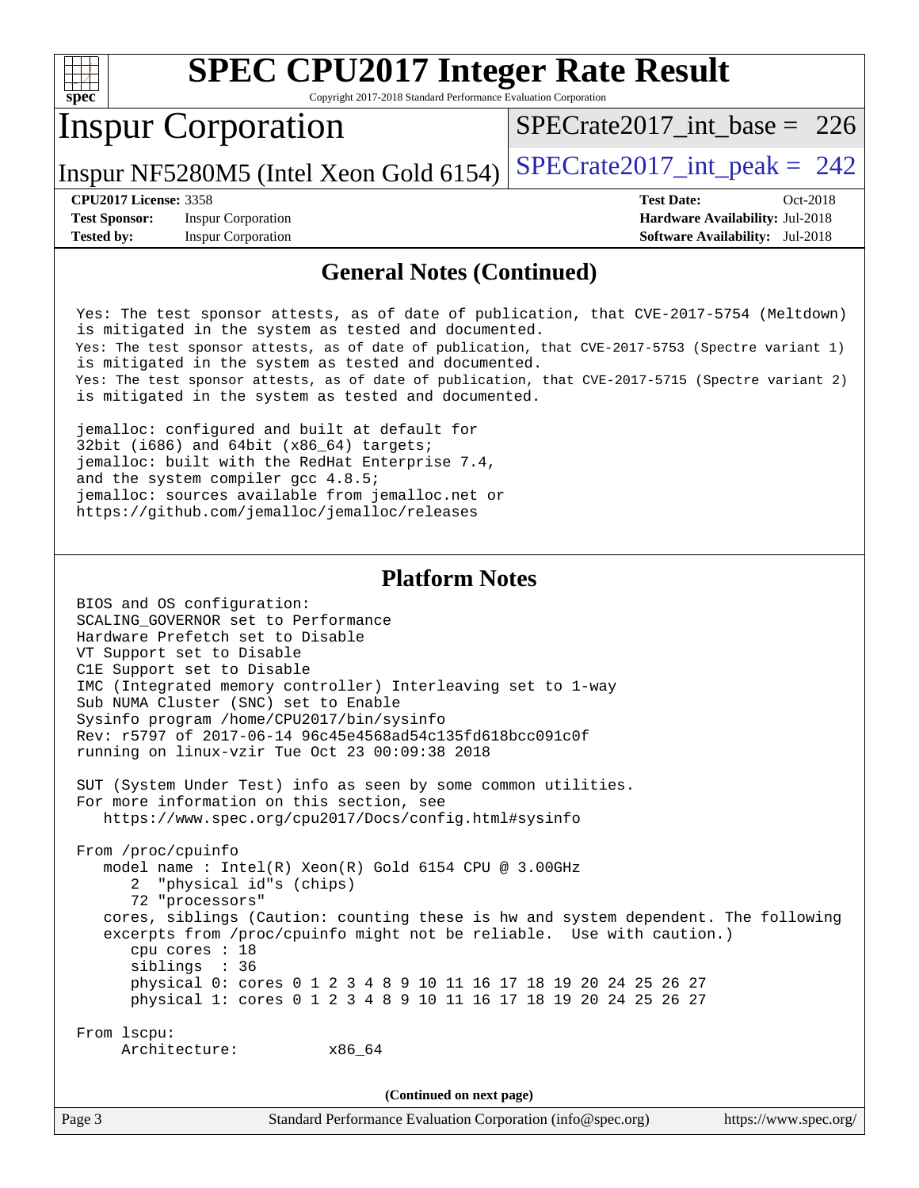# SPEC CPU2017 Integer Rate Result

Copyright 2017-2018 Standard Performance Evaluation Corporation

## Inspur Corporation

Inspur NF5280M5 (Intel Xeon Gold 6154)

SPECrate2017_int_base = 226

SPECrate2017_int_peak = 242

**CPU2017 License:** 3358
**Test Sponsor:** Inspur Corporation
**Tested by:** Inspur Corporation

**Test Date:** Oct-2018
**Hardware Availability:** Jul-2018
**Software Availability:** Jul-2018

## General Notes (Continued)

```
Yes: The test sponsor attests, as of date of publication, that CVE-2017-5754 (Meltdown)
is mitigated in the system as tested and documented.
Yes: The test sponsor attests, as of date of publication, that CVE-2017-5753 (Spectre variant 1)
is mitigated in the system as tested and documented.
Yes: The test sponsor attests, as of date of publication, that CVE-2017-5715 (Spectre variant 2)
is mitigated in the system as tested and documented.

jemalloc: configured and built at default for
32bit (i686) and 64bit (x86_64) targets;
jemalloc: built with the RedHat Enterprise 7.4,
and the system compiler gcc 4.8.5;
jemalloc: sources available from jemalloc.net or
https://github.com/jemalloc/jemalloc/releases
```

## Platform Notes

```
BIOS and OS configuration:
SCALING_GOVERNOR set to Performance
Hardware Prefetch set to Disable
VT Support set to Disable
C1E Support set to Disable
IMC (Integrated memory controller) Interleaving set to 1-way
Sub NUMA Cluster (SNC) set to Enable
Sysinfo program /home/CPU2017/bin/sysinfo
Rev: r5797 of 2017-06-14 96c45e4568ad54c135fd618bcc091c0f
running on linux-vzir Tue Oct 23 00:09:38 2018

SUT (System Under Test) info as seen by some common utilities.
For more information on this section, see
   https://www.spec.org/cpu2017/Docs/config.html#sysinfo

From /proc/cpuinfo
   model name : Intel(R) Xeon(R) Gold 6154 CPU @ 3.00GHz
      2  "physical id"s (chips)
      72 "processors"
   cores, siblings (Caution: counting these is hw and system dependent. The following
   excerpts from /proc/cpuinfo might not be reliable.  Use with caution.)
      cpu cores : 18
      siblings  : 36
      physical 0: cores 0 1 2 3 4 8 9 10 11 16 17 18 19 20 24 25 26 27
      physical 1: cores 0 1 2 3 4 8 9 10 11 16 17 18 19 20 24 25 26 27

From lscpu:
     Architecture:          x86_64
```

**(Continued on next page)**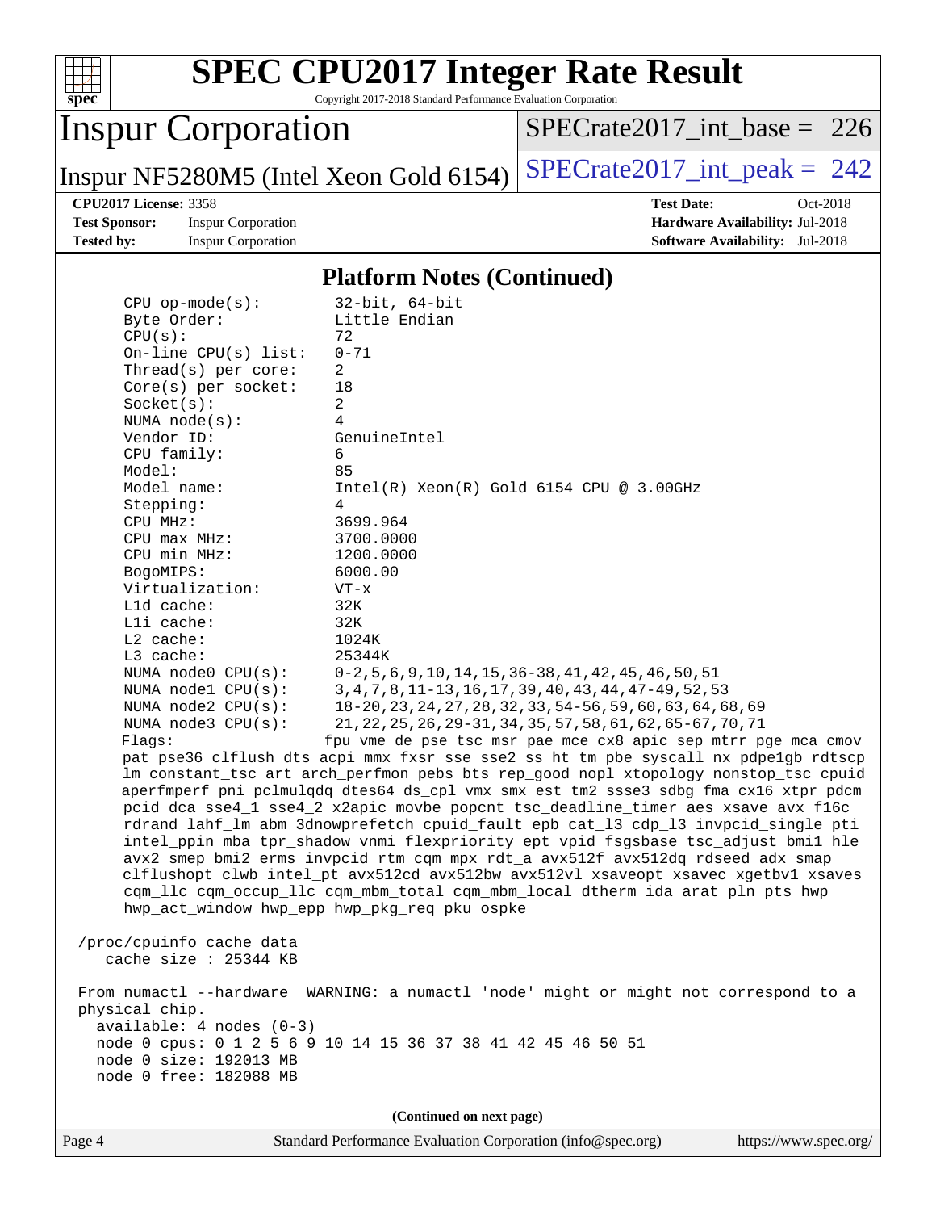# SPEC CPU2017 Integer Rate Result

Copyright 2017-2018 Standard Performance Evaluation Corporation

## Inspur Corporation

Inspur NF5280M5 (Intel Xeon Gold 6154)

SPECrate2017_int_base = 226

SPECrate2017_int_peak = 242

**CPU2017 License:** 3358
**Test Sponsor:** Inspur Corporation
**Tested by:** Inspur Corporation

**Test Date:** Oct-2018
**Hardware Availability:** Jul-2018
**Software Availability:** Jul-2018

### Platform Notes (Continued)

```
     CPU op-mode(s):        32-bit, 64-bit
     Byte Order:            Little Endian
     CPU(s):                72
     On-line CPU(s) list:   0-71
     Thread(s) per core:    2
     Core(s) per socket:    18
     Socket(s):             2
     NUMA node(s):          4
     Vendor ID:             GenuineIntel
     CPU family:            6
     Model:                 85
     Model name:            Intel(R) Xeon(R) Gold 6154 CPU @ 3.00GHz
     Stepping:              4
     CPU MHz:               3699.964
     CPU max MHz:           3700.0000
     CPU min MHz:           1200.0000
     BogoMIPS:              6000.00
     Virtualization:        VT-x
     L1d cache:             32K
     L1i cache:             32K
     L2 cache:              1024K
     L3 cache:              25344K
     NUMA node0 CPU(s):     0-2,5,6,9,10,14,15,36-38,41,42,45,46,50,51
     NUMA node1 CPU(s):     3,4,7,8,11-13,16,17,39,40,43,44,47-49,52,53
     NUMA node2 CPU(s):     18-20,23,24,27,28,32,33,54-56,59,60,63,64,68,69
     NUMA node3 CPU(s):     21,22,25,26,29-31,34,35,57,58,61,62,65-67,70,71
     Flags:                 fpu vme de pse tsc msr pae mce cx8 apic sep mtrr pge mca cmov
     pat pse36 clflush dts acpi mmx fxsr sse sse2 ss ht tm pbe syscall nx pdpe1gb rdtscp
     lm constant_tsc art arch_perfmon pebs bts rep_good nopl xtopology nonstop_tsc cpuid
     aperfmperf pni pclmulqdq dtes64 ds_cpl vmx smx est tm2 ssse3 sdbg fma cx16 xtpr pdcm
     pcid dca sse4_1 sse4_2 x2apic movbe popcnt tsc_deadline_timer aes xsave avx f16c
     rdrand lahf_lm abm 3dnowprefetch cpuid_fault epb cat_l3 cdp_l3 invpcid_single pti
     intel_ppin mba tpr_shadow vnmi flexpriority ept vpid fsgsbase tsc_adjust bmi1 hle
     avx2 smep bmi2 erms invpcid rtm cqm mpx rdt_a avx512f avx512dq rdseed adx smap
     clflushopt clwb intel_pt avx512cd avx512bw avx512vl xsaveopt xsavec xgetbv1 xsaves
     cqm_llc cqm_occup_llc cqm_mbm_total cqm_mbm_local dtherm ida arat pln pts hwp
     hwp_act_window hwp_epp hwp_pkg_req pku ospke

 /proc/cpuinfo cache data
    cache size : 25344 KB

 From numactl --hardware  WARNING: a numactl 'node' might or might not correspond to a
 physical chip.
   available: 4 nodes (0-3)
   node 0 cpus: 0 1 2 5 6 9 10 14 15 36 37 38 41 42 45 46 50 51
   node 0 size: 192013 MB
   node 0 free: 182088 MB
```

(Continued on next page)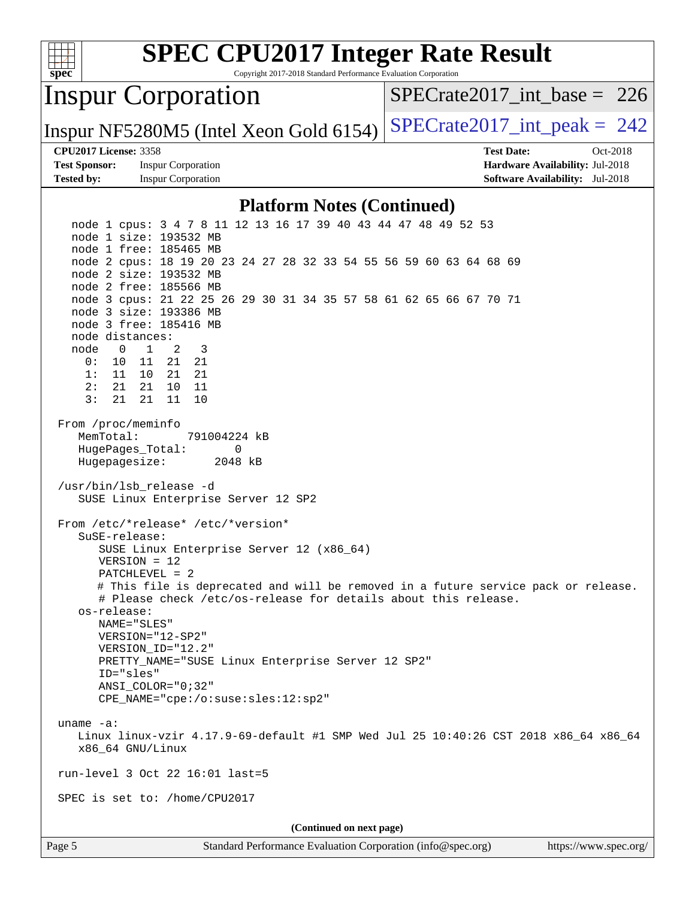## Platform Notes (Continued)

```
   node 1 cpus: 3 4 7 8 11 12 13 16 17 39 40 43 44 47 48 49 52 53
   node 1 size: 193532 MB
   node 1 free: 185465 MB
   node 2 cpus: 18 19 20 23 24 27 28 32 33 54 55 56 59 60 63 64 68 69
   node 2 size: 193532 MB
   node 2 free: 185566 MB
   node 3 cpus: 21 22 25 26 29 30 31 34 35 57 58 61 62 65 66 67 70 71
   node 3 size: 193386 MB
   node 3 free: 185416 MB
   node distances:
   node   0   1   2   3
     0:  10  11  21  21
     1:  11  10  21  21
     2:  21  21  10  11
     3:  21  21  11  10

 From /proc/meminfo
    MemTotal:       791004224 kB
    HugePages_Total:       0
    Hugepagesize:       2048 kB

 /usr/bin/lsb_release -d
    SUSE Linux Enterprise Server 12 SP2

 From /etc/*release* /etc/*version*
    SuSE-release:
       SUSE Linux Enterprise Server 12 (x86_64)
       VERSION = 12
       PATCHLEVEL = 2
       # This file is deprecated and will be removed in a future service pack or release.
       # Please check /etc/os-release for details about this release.
    os-release:
       NAME="SLES"
       VERSION="12-SP2"
       VERSION_ID="12.2"
       PRETTY_NAME="SUSE Linux Enterprise Server 12 SP2"
       ID="sles"
       ANSI_COLOR="0;32"
       CPE_NAME="cpe:/o:suse:sles:12:sp2"

 uname -a:
    Linux linux-vzir 4.17.9-69-default #1 SMP Wed Jul 25 10:40:26 CST 2018 x86_64 x86_64
    x86_64 GNU/Linux

 run-level 3 Oct 22 16:01 last=5

 SPEC is set to: /home/CPU2017
```

**(Continued on next page)**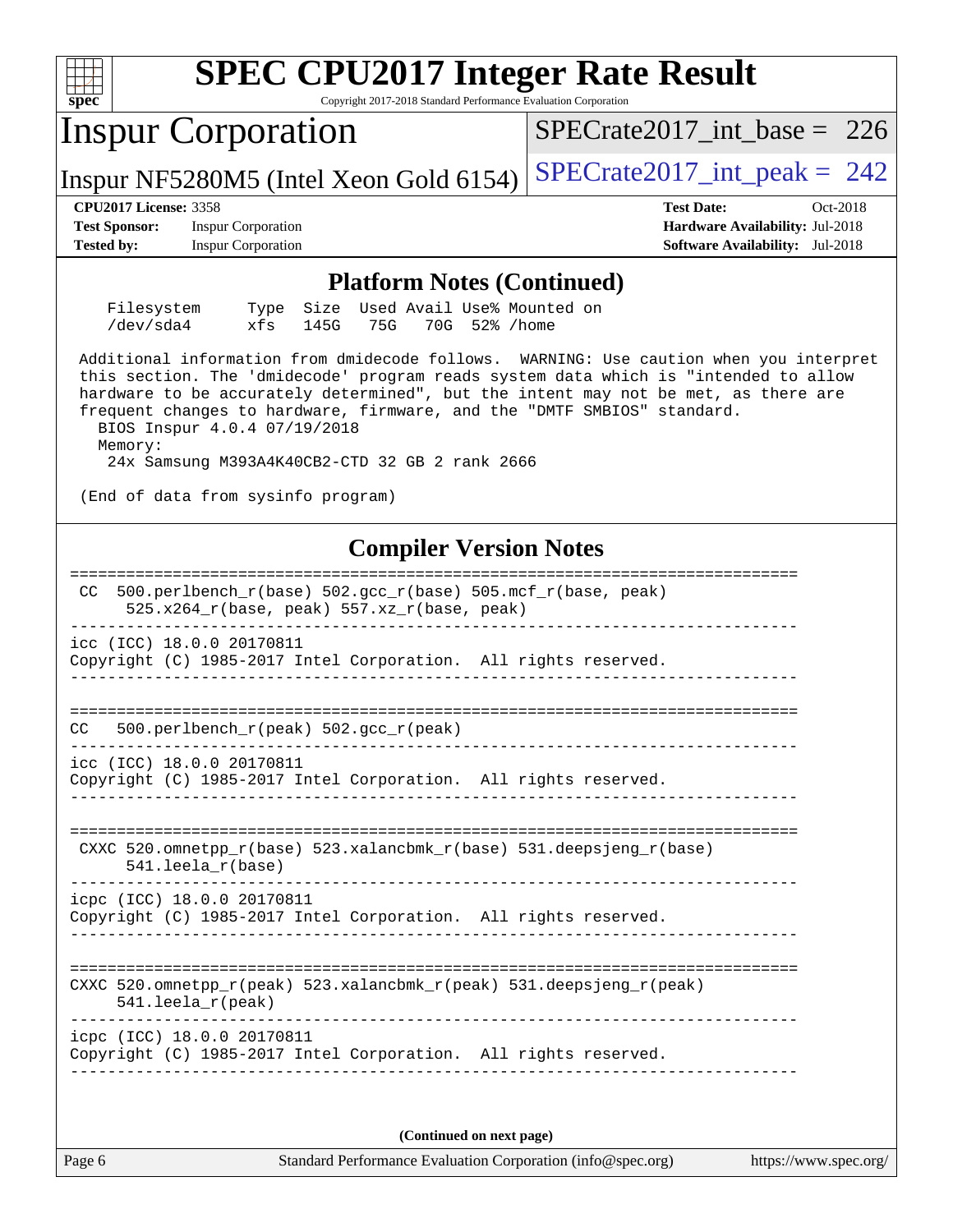# SPEC CPU2017 Integer Rate Result

Copyright 2017-2018 Standard Performance Evaluation Corporation

## Inspur Corporation

Inspur NF5280M5 (Intel Xeon Gold 6154)

SPECrate2017_int_base = 226

SPECrate2017_int_peak = 242

**CPU2017 License:** 3358
**Test Sponsor:** Inspur Corporation
**Tested by:** Inspur Corporation

**Test Date:** Oct-2018
**Hardware Availability:** Jul-2018
**Software Availability:** Jul-2018

### Platform Notes (Continued)

```
    Filesystem     Type  Size  Used Avail Use% Mounted on
    /dev/sda4      xfs   145G   75G   70G  52% /home

 Additional information from dmidecode follows.  WARNING: Use caution when you interpret
 this section. The 'dmidecode' program reads system data which is "intended to allow
 hardware to be accurately determined", but the intent may not be met, as there are
 frequent changes to hardware, firmware, and the "DMTF SMBIOS" standard.
   BIOS Inspur 4.0.4 07/19/2018
   Memory:
    24x Samsung M393A4K40CB2-CTD 32 GB 2 rank 2666

 (End of data from sysinfo program)
```

### Compiler Version Notes

```
==============================================================================
 CC  500.perlbench_r(base) 502.gcc_r(base) 505.mcf_r(base, peak)
      525.x264_r(base, peak) 557.xz_r(base, peak)
------------------------------------------------------------------------------
icc (ICC) 18.0.0 20170811
Copyright (C) 1985-2017 Intel Corporation.  All rights reserved.
------------------------------------------------------------------------------

==============================================================================
CC   500.perlbench_r(peak) 502.gcc_r(peak)
------------------------------------------------------------------------------
icc (ICC) 18.0.0 20170811
Copyright (C) 1985-2017 Intel Corporation.  All rights reserved.
------------------------------------------------------------------------------

==============================================================================
 CXXC 520.omnetpp_r(base) 523.xalancbmk_r(base) 531.deepsjeng_r(base)
      541.leela_r(base)
------------------------------------------------------------------------------
icpc (ICC) 18.0.0 20170811
Copyright (C) 1985-2017 Intel Corporation.  All rights reserved.
------------------------------------------------------------------------------

==============================================================================
CXXC 520.omnetpp_r(peak) 523.xalancbmk_r(peak) 531.deepsjeng_r(peak)
     541.leela_r(peak)
------------------------------------------------------------------------------
icpc (ICC) 18.0.0 20170811
Copyright (C) 1985-2017 Intel Corporation.  All rights reserved.
------------------------------------------------------------------------------
```

**(Continued on next page)**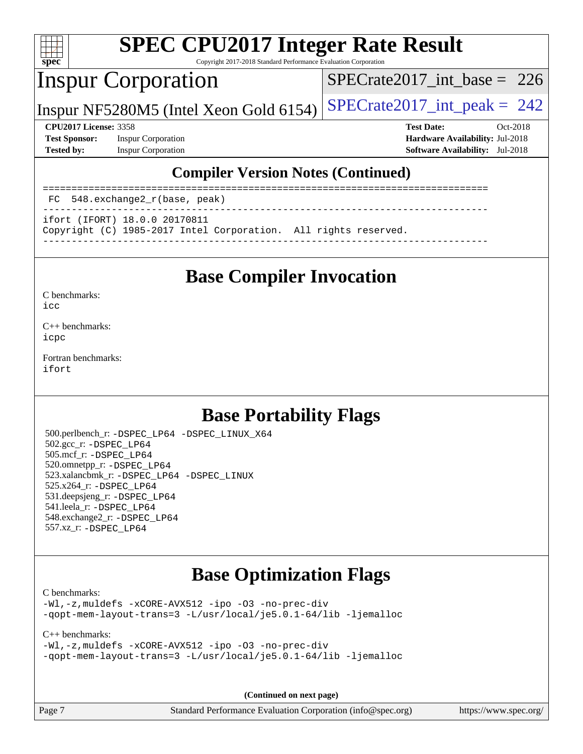## Compiler Version Notes (Continued)

```
==============================================================================
 FC  548.exchange2_r(base, peak)
------------------------------------------------------------------------------
ifort (IFORT) 18.0.0 20170811
Copyright (C) 1985-2017 Intel Corporation.  All rights reserved.
------------------------------------------------------------------------------
```

## Base Compiler Invocation

C benchmarks:
icc

C++ benchmarks:
icpc

Fortran benchmarks:
ifort

## Base Portability Flags

500.perlbench_r: -DSPEC_LP64 -DSPEC_LINUX_X64
502.gcc_r: -DSPEC_LP64
505.mcf_r: -DSPEC_LP64
520.omnetpp_r: -DSPEC_LP64
523.xalancbmk_r: -DSPEC_LP64 -DSPEC_LINUX
525.x264_r: -DSPEC_LP64
531.deepsjeng_r: -DSPEC_LP64
541.leela_r: -DSPEC_LP64
548.exchange2_r: -DSPEC_LP64
557.xz_r: -DSPEC_LP64

## Base Optimization Flags

C benchmarks:
-Wl,-z,muldefs -xCORE-AVX512 -ipo -O3 -no-prec-div
-qopt-mem-layout-trans=3 -L/usr/local/je5.0.1-64/lib -ljemalloc

C++ benchmarks:
-Wl,-z,muldefs -xCORE-AVX512 -ipo -O3 -no-prec-div
-qopt-mem-layout-trans=3 -L/usr/local/je5.0.1-64/lib -ljemalloc

**(Continued on next page)**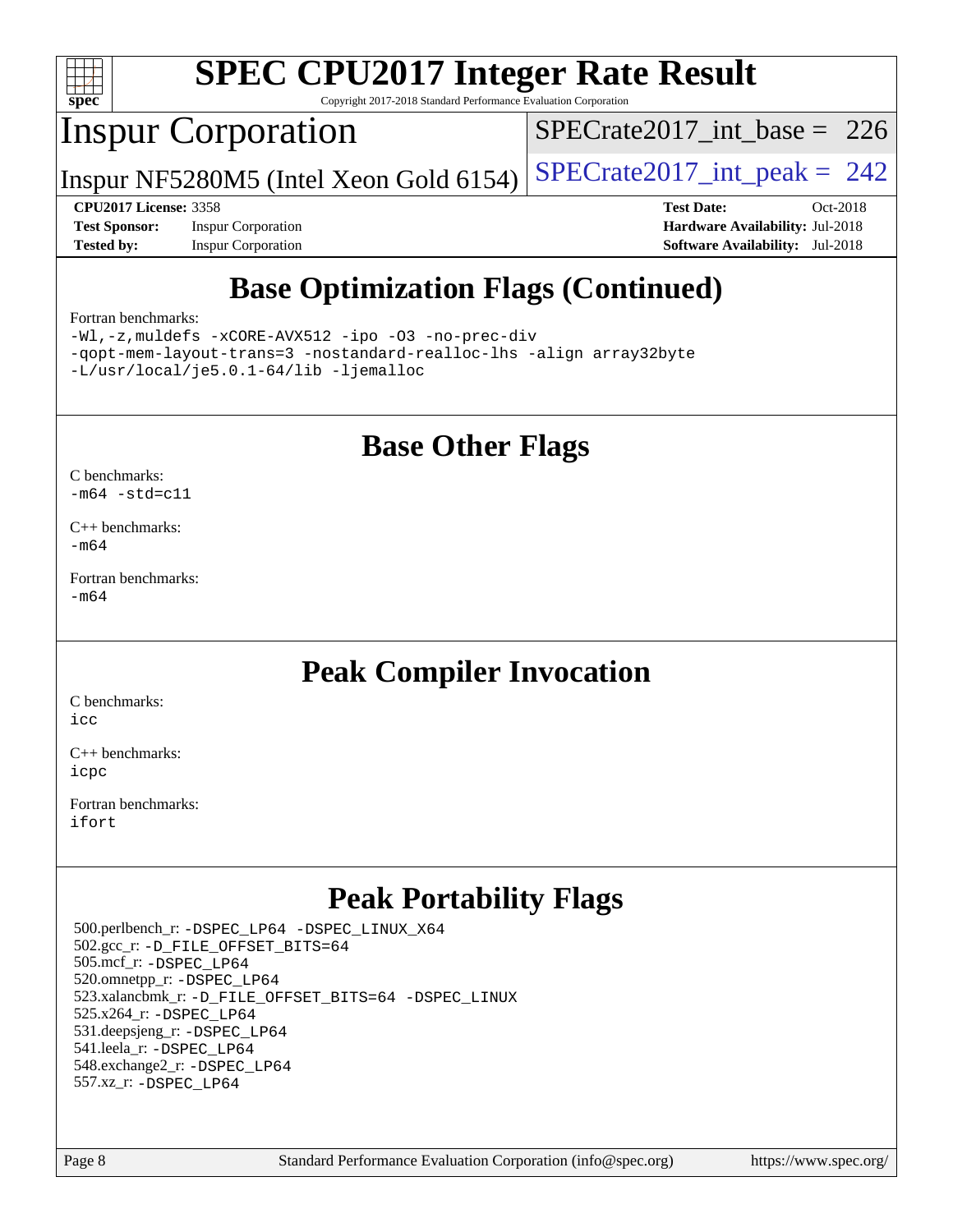## Base Optimization Flags (Continued)

Fortran benchmarks:

```
-Wl,-z,muldefs -xCORE-AVX512 -ipo -O3 -no-prec-div
-qopt-mem-layout-trans=3 -nostandard-realloc-lhs -align array32byte
-L/usr/local/je5.0.1-64/lib -ljemalloc
```

## Base Other Flags

C benchmarks:
`-m64 -std=c11`

C++ benchmarks:
`-m64`

Fortran benchmarks:
`-m64`

## Peak Compiler Invocation

C benchmarks:
`icc`

C++ benchmarks:
`icpc`

Fortran benchmarks:
`ifort`

## Peak Portability Flags

500.perlbench_r: `-DSPEC_LP64 -DSPEC_LINUX_X64`
502.gcc_r: `-D_FILE_OFFSET_BITS=64`
505.mcf_r: `-DSPEC_LP64`
520.omnetpp_r: `-DSPEC_LP64`
523.xalancbmk_r: `-D_FILE_OFFSET_BITS=64 -DSPEC_LINUX`
525.x264_r: `-DSPEC_LP64`
531.deepsjeng_r: `-DSPEC_LP64`
541.leela_r: `-DSPEC_LP64`
548.exchange2_r: `-DSPEC_LP64`
557.xz_r: `-DSPEC_LP64`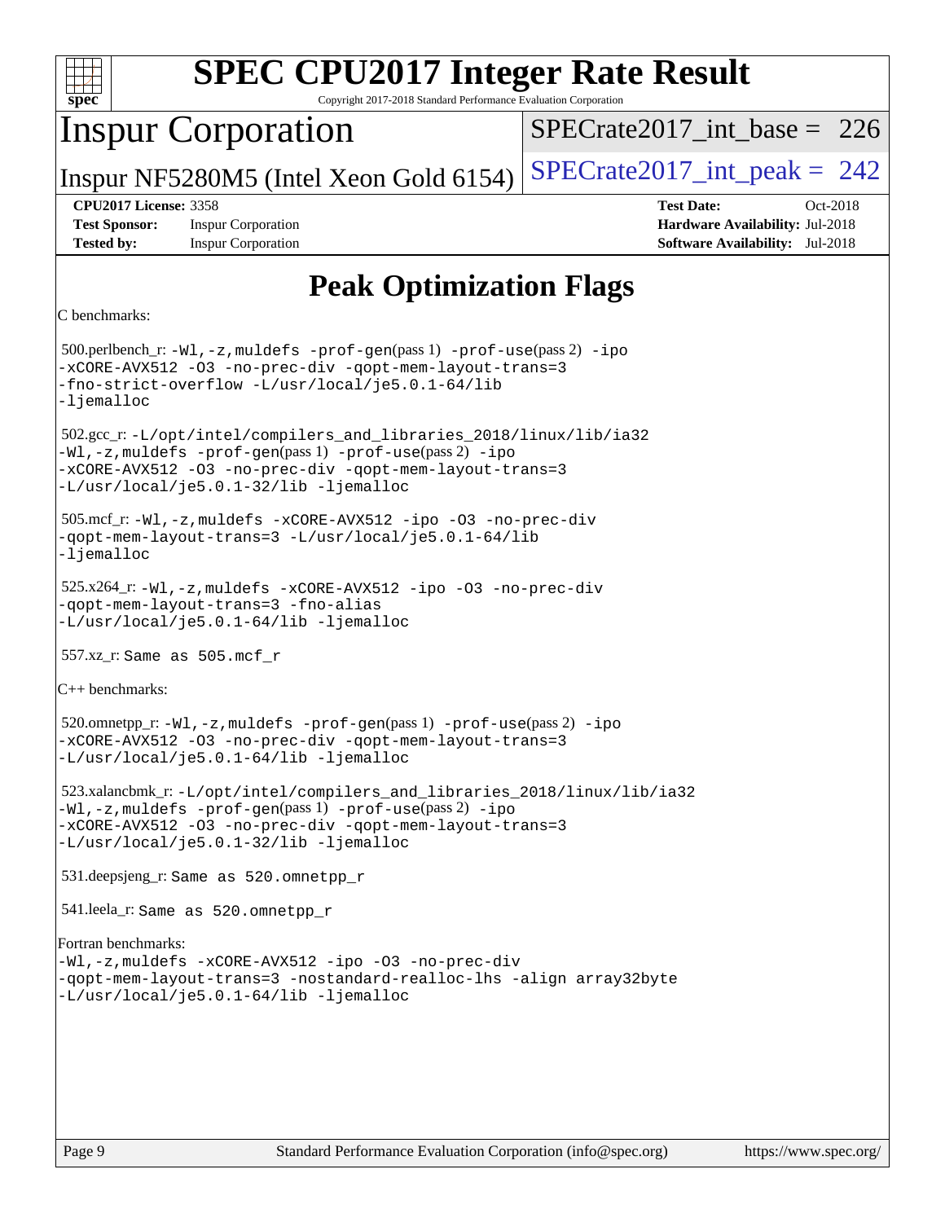# SPEC CPU2017 Integer Rate Result

Copyright 2017-2018 Standard Performance Evaluation Corporation

## Inspur Corporation

Inspur NF5280M5 (Intel Xeon Gold 6154)

SPECrate2017_int_base = 226

SPECrate2017_int_peak = 242

| | | | |
|---|---|---|---|
| **CPU2017 License:** | 3358 | **Test Date:** | Oct-2018 |
| **Test Sponsor:** | Inspur Corporation | **Hardware Availability:** | Jul-2018 |
| **Tested by:** | Inspur Corporation | **Software Availability:** | Jul-2018 |

# Peak Optimization Flags

C benchmarks:

500.perlbench_r: `-Wl,-z,muldefs -prof-gen(pass 1) -prof-use(pass 2) -ipo -xCORE-AVX512 -O3 -no-prec-div -qopt-mem-layout-trans=3 -fno-strict-overflow -L/usr/local/je5.0.1-64/lib -ljemalloc`

502.gcc_r: `-L/opt/intel/compilers_and_libraries_2018/linux/lib/ia32 -Wl,-z,muldefs -prof-gen(pass 1) -prof-use(pass 2) -ipo -xCORE-AVX512 -O3 -no-prec-div -qopt-mem-layout-trans=3 -L/usr/local/je5.0.1-32/lib -ljemalloc`

505.mcf_r: `-Wl,-z,muldefs -xCORE-AVX512 -ipo -O3 -no-prec-div -qopt-mem-layout-trans=3 -L/usr/local/je5.0.1-64/lib -ljemalloc`

525.x264_r: `-Wl,-z,muldefs -xCORE-AVX512 -ipo -O3 -no-prec-div -qopt-mem-layout-trans=3 -fno-alias -L/usr/local/je5.0.1-64/lib -ljemalloc`

557.xz_r: Same as 505.mcf_r

C++ benchmarks:

520.omnetpp_r: `-Wl,-z,muldefs -prof-gen(pass 1) -prof-use(pass 2) -ipo -xCORE-AVX512 -O3 -no-prec-div -qopt-mem-layout-trans=3 -L/usr/local/je5.0.1-64/lib -ljemalloc`

523.xalancbmk_r: `-L/opt/intel/compilers_and_libraries_2018/linux/lib/ia32 -Wl,-z,muldefs -prof-gen(pass 1) -prof-use(pass 2) -ipo -xCORE-AVX512 -O3 -no-prec-div -qopt-mem-layout-trans=3 -L/usr/local/je5.0.1-32/lib -ljemalloc`

531.deepsjeng_r: Same as 520.omnetpp_r

541.leela_r: Same as 520.omnetpp_r

Fortran benchmarks:

`-Wl,-z,muldefs -xCORE-AVX512 -ipo -O3 -no-prec-div -qopt-mem-layout-trans=3 -nostandard-realloc-lhs -align array32byte -L/usr/local/je5.0.1-64/lib -ljemalloc`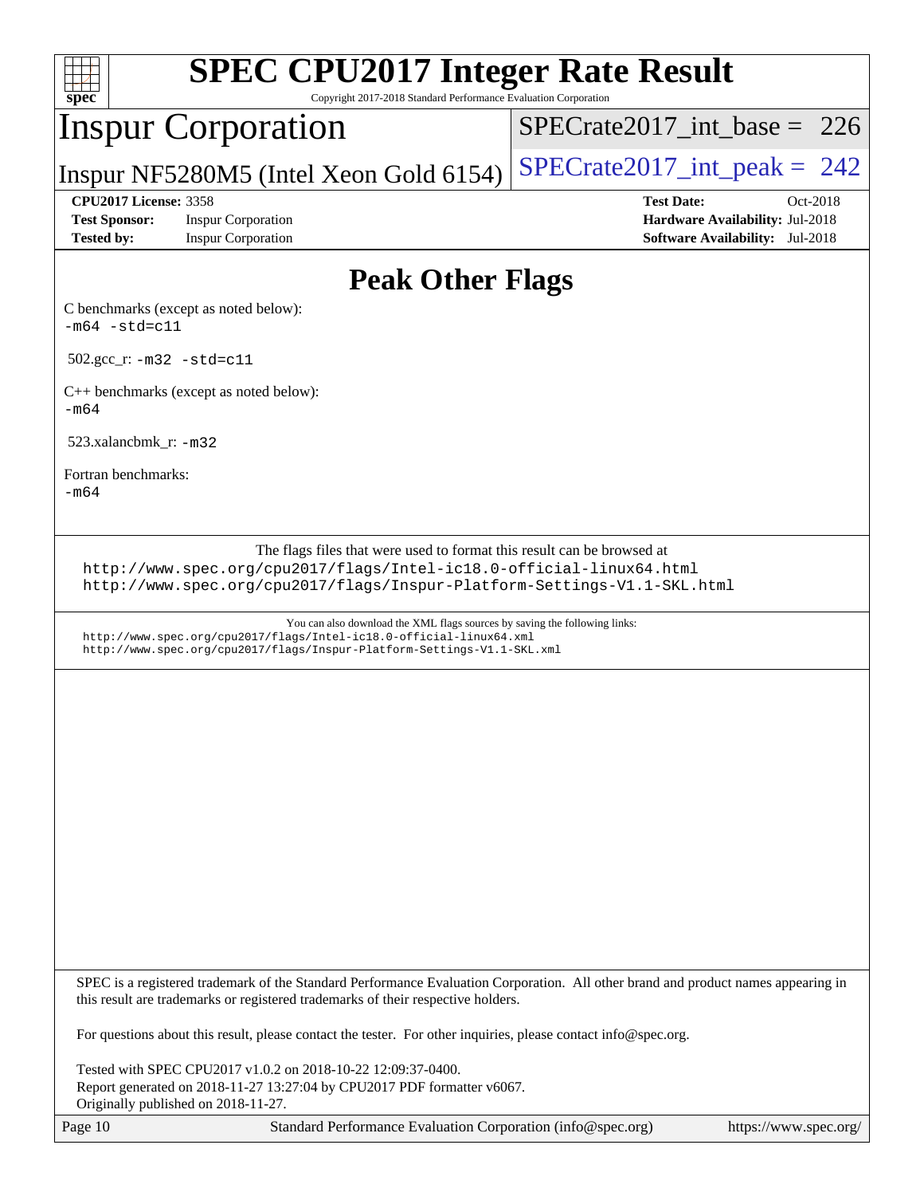# SPEC CPU2017 Integer Rate Result

Copyright 2017-2018 Standard Performance Evaluation Corporation

# Inspur Corporation

Inspur NF5280M5 (Intel Xeon Gold 6154)

SPECrate2017_int_base = 226

SPECrate2017_int_peak = 242

**CPU2017 License:** 3358
**Test Sponsor:** Inspur Corporation
**Tested by:** Inspur Corporation

**Test Date:** Oct-2018
**Hardware Availability:** Jul-2018
**Software Availability:** Jul-2018

## Peak Other Flags

C benchmarks (except as noted below):
`-m64 -std=c11`

502.gcc_r: `-m32 -std=c11`

C++ benchmarks (except as noted below):
`-m64`

523.xalancbmk_r: `-m32`

Fortran benchmarks:
`-m64`

The flags files that were used to format this result can be browsed at
http://www.spec.org/cpu2017/flags/Intel-ic18.0-official-linux64.html
http://www.spec.org/cpu2017/flags/Inspur-Platform-Settings-V1.1-SKL.html

You can also download the XML flags sources by saving the following links:
http://www.spec.org/cpu2017/flags/Intel-ic18.0-official-linux64.xml
http://www.spec.org/cpu2017/flags/Inspur-Platform-Settings-V1.1-SKL.xml

SPEC is a registered trademark of the Standard Performance Evaluation Corporation. All other brand and product names appearing in this result are trademarks or registered trademarks of their respective holders.

For questions about this result, please contact the tester. For other inquiries, please contact info@spec.org.

Tested with SPEC CPU2017 v1.0.2 on 2018-10-22 12:09:37-0400.
Report generated on 2018-11-27 13:27:04 by CPU2017 PDF formatter v6067.
Originally published on 2018-11-27.